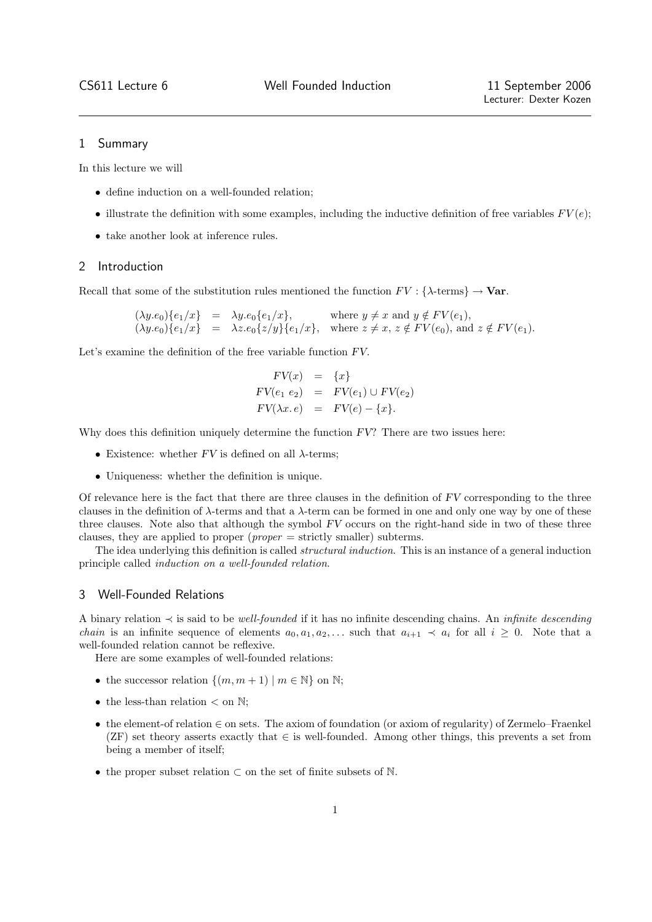CS611 Lecture 6 — Well Founded Induction — 11 September 2006

Lecturer: Dexter Kozen

## 1 Summary

In this lecture we will

- define induction on a well-founded relation;
- illustrate the definition with some examples, including the inductive definition of free variables $FV(e)$;
- take another look at inference rules.

## 2 Introduction

Recall that some of the substitution rules mentioned the function $FV : \{\lambda\text{-terms}\} \to \mathbf{Var}$.

$$
\begin{array}{rcll}
(\lambda y.e_0)\{e_1/x\} & = & \lambda y.e_0\{e_1/x\}, & \text{where } y \neq x \text{ and } y \notin FV(e_1), \\
(\lambda y.e_0)\{e_1/x\} & = & \lambda z.e_0\{z/y\}\{e_1/x\}, & \text{where } z \neq x,\ z \notin FV(e_0), \text{ and } z \notin FV(e_1).
\end{array}
$$

Let's examine the definition of the free variable function $FV$.

$$
\begin{array}{rcl}
FV(x) & = & \{x\} \\
FV(e_1\ e_2) & = & FV(e_1) \cup FV(e_2) \\
FV(\lambda x.\, e) & = & FV(e) - \{x\}.
\end{array}
$$

Why does this definition uniquely determine the function $FV$? There are two issues here:

- Existence: whether $FV$ is defined on all $\lambda$-terms;
- Uniqueness: whether the definition is unique.

Of relevance here is the fact that there are three clauses in the definition of $FV$ corresponding to the three clauses in the definition of $\lambda$-terms and that a $\lambda$-term can be formed in one and only one way by one of these three clauses. Note also that although the symbol $FV$ occurs on the right-hand side in two of these three clauses, they are applied to proper (*proper* = strictly smaller) subterms.

The idea underlying this definition is called *structural induction*. This is an instance of a general induction principle called *induction on a well-founded relation*.

## 3 Well-Founded Relations

A binary relation $\prec$ is said to be *well-founded* if it has no infinite descending chains. An *infinite descending chain* is an infinite sequence of elements $a_0, a_1, a_2, \ldots$ such that $a_{i+1} \prec a_i$ for all $i \geq 0$. Note that a well-founded relation cannot be reflexive.

Here are some examples of well-founded relations:

- the successor relation $\{(m, m+1) \mid m \in \mathbb{N}\}$ on $\mathbb{N}$;
- the less-than relation $<$ on $\mathbb{N}$;
- the element-of relation $\in$ on sets. The axiom of foundation (or axiom of regularity) of Zermelo–Fraenkel (ZF) set theory asserts exactly that $\in$ is well-founded. Among other things, this prevents a set from being a member of itself;
- the proper subset relation $\subset$ on the set of finite subsets of $\mathbb{N}$.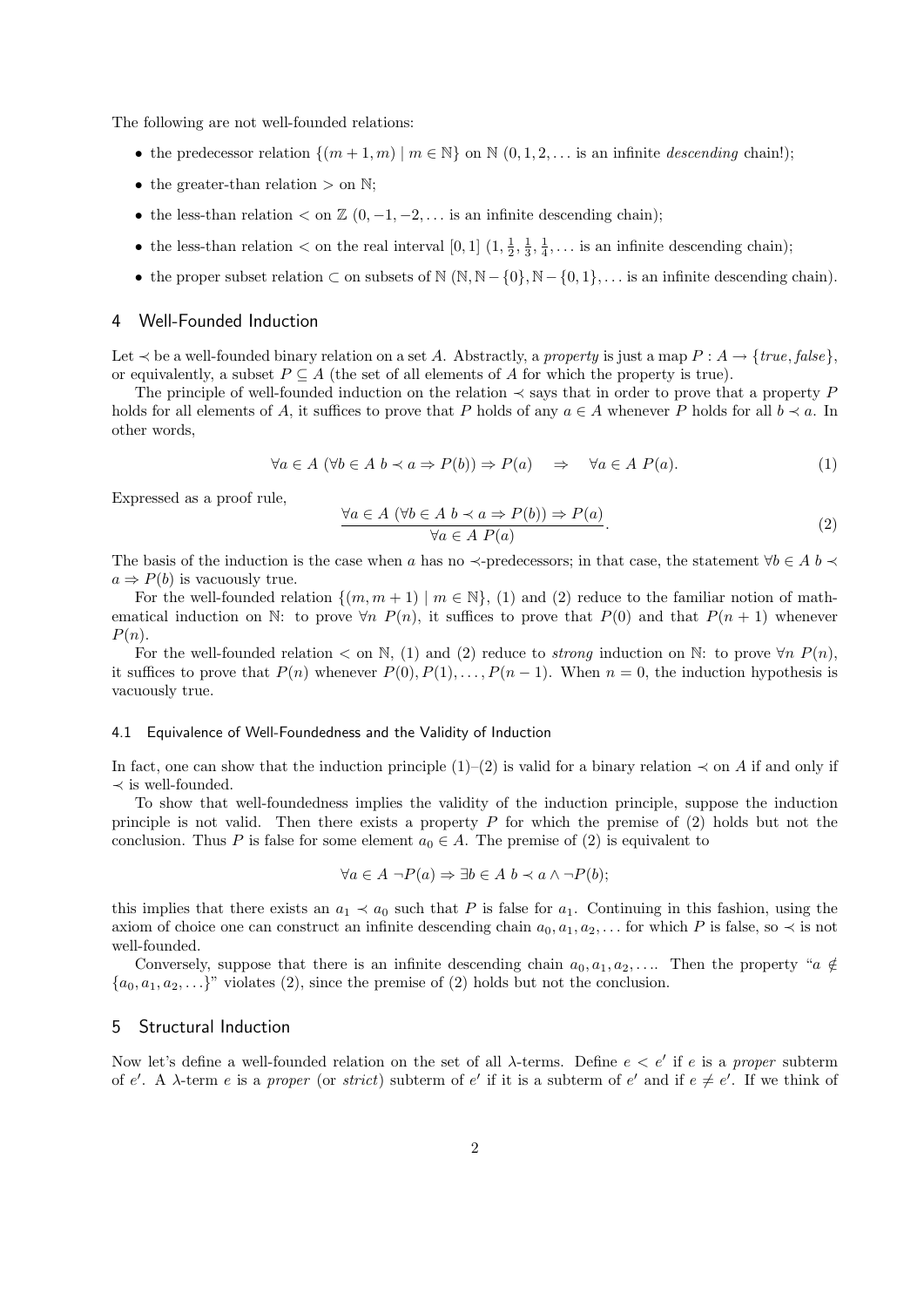The following are not well-founded relations:

- the predecessor relation $\{(m+1, m) \mid m \in \mathbb{N}\}$ on $\mathbb{N}$ ($0, 1, 2, \ldots$ is an infinite *descending* chain!);
- the greater-than relation $>$ on $\mathbb{N}$;
- the less-than relation $<$ on $\mathbb{Z}$ ($0, -1, -2, \ldots$ is an infinite descending chain);
- the less-than relation $<$ on the real interval $[0, 1]$ ($1, \frac{1}{2}, \frac{1}{3}, \frac{1}{4}, \ldots$ is an infinite descending chain);
- the proper subset relation $\subset$ on subsets of $\mathbb{N}$ ($\mathbb{N}, \mathbb{N} - \{0\}, \mathbb{N} - \{0, 1\}, \ldots$ is an infinite descending chain).

## 4 Well-Founded Induction

Let $\prec$ be a well-founded binary relation on a set $A$. Abstractly, a *property* is just a map $P : A \to \{true, false\}$, or equivalently, a subset $P \subseteq A$ (the set of all elements of $A$ for which the property is true).

The principle of well-founded induction on the relation $\prec$ says that in order to prove that a property $P$ holds for all elements of $A$, it suffices to prove that $P$ holds of any $a \in A$ whenever $P$ holds for all $b \prec a$. In other words,

$$\forall a \in A\ (\forall b \in A\ b \prec a \Rightarrow P(b)) \Rightarrow P(a) \quad \Rightarrow \quad \forall a \in A\ P(a). \tag{1}$$

Expressed as a proof rule,

$$\frac{\forall a \in A\ (\forall b \in A\ b \prec a \Rightarrow P(b)) \Rightarrow P(a)}{\forall a \in A\ P(a)}. \tag{2}$$

The basis of the induction is the case when $a$ has no $\prec$-predecessors; in that case, the statement $\forall b \in A\ b \prec a \Rightarrow P(b)$ is vacuously true.

For the well-founded relation $\{(m, m+1) \mid m \in \mathbb{N}\}$, (1) and (2) reduce to the familiar notion of mathematical induction on $\mathbb{N}$: to prove $\forall n\ P(n)$, it suffices to prove that $P(0)$ and that $P(n+1)$ whenever $P(n)$.

For the well-founded relation $<$ on $\mathbb{N}$, (1) and (2) reduce to *strong* induction on $\mathbb{N}$: to prove $\forall n\ P(n)$, it suffices to prove that $P(n)$ whenever $P(0), P(1), \ldots, P(n-1)$. When $n = 0$, the induction hypothesis is vacuously true.

### 4.1 Equivalence of Well-Foundedness and the Validity of Induction

In fact, one can show that the induction principle (1)–(2) is valid for a binary relation $\prec$ on $A$ if and only if $\prec$ is well-founded.

To show that well-foundedness implies the validity of the induction principle, suppose the induction principle is not valid. Then there exists a property $P$ for which the premise of (2) holds but not the conclusion. Thus $P$ is false for some element $a_0 \in A$. The premise of (2) is equivalent to

$$\forall a \in A\ \neg P(a) \Rightarrow \exists b \in A\ b \prec a \wedge \neg P(b);$$

this implies that there exists an $a_1 \prec a_0$ such that $P$ is false for $a_1$. Continuing in this fashion, using the axiom of choice one can construct an infinite descending chain $a_0, a_1, a_2, \ldots$ for which $P$ is false, so $\prec$ is not well-founded.

Conversely, suppose that there is an infinite descending chain $a_0, a_1, a_2, \ldots$. Then the property "$a \notin \{a_0, a_1, a_2, \ldots\}$" violates (2), since the premise of (2) holds but not the conclusion.

## 5 Structural Induction

Now let's define a well-founded relation on the set of all $\lambda$-terms. Define $e < e'$ if $e$ is a *proper* subterm of $e'$. A $\lambda$-term $e$ is a *proper* (or *strict*) subterm of $e'$ if it is a subterm of $e'$ and if $e \neq e'$. If we think of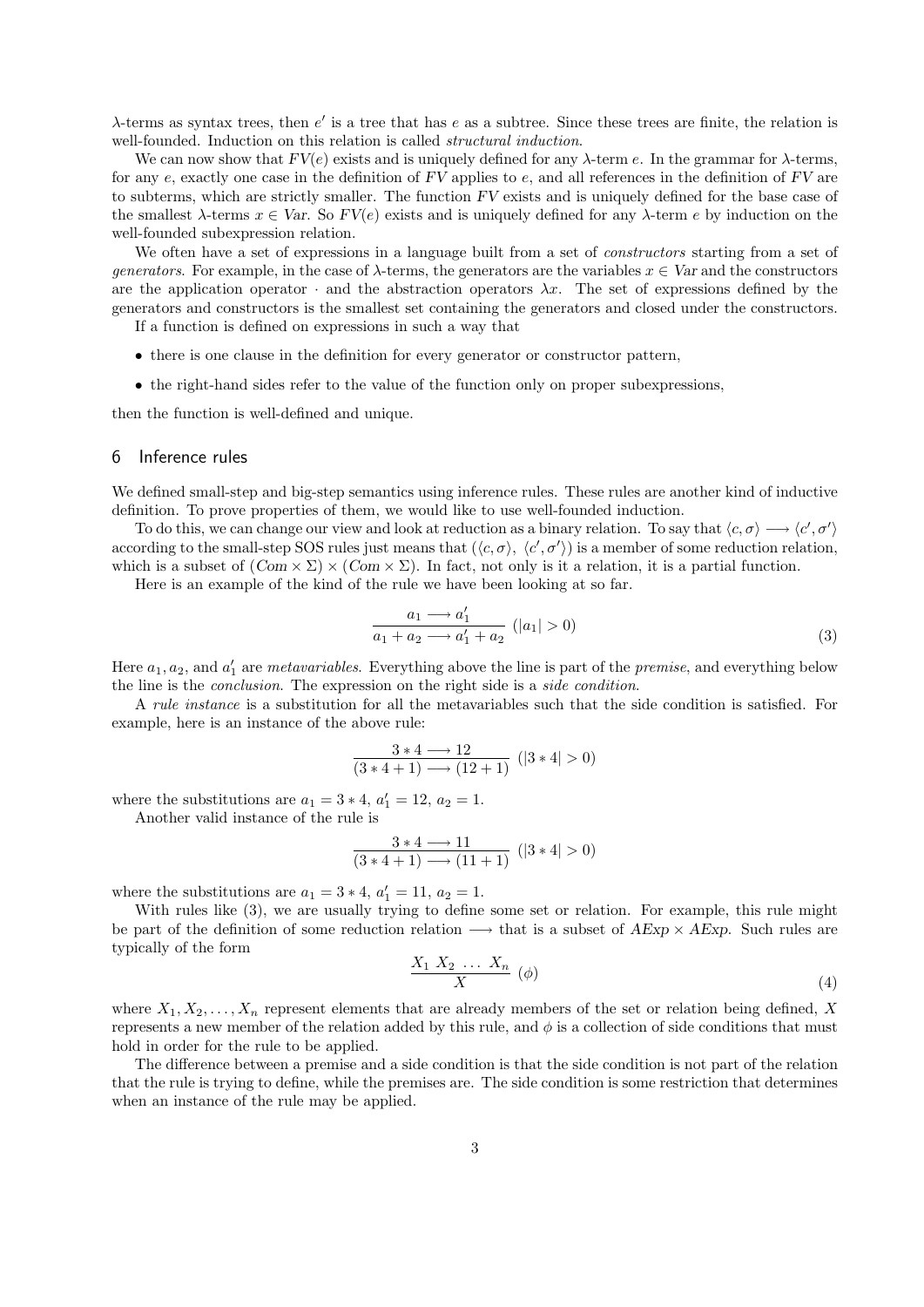λ-terms as syntax trees, then $e'$ is a tree that has $e$ as a subtree. Since these trees are finite, the relation is well-founded. Induction on this relation is called *structural induction*.

We can now show that $FV(e)$ exists and is uniquely defined for any λ-term $e$. In the grammar for λ-terms, for any $e$, exactly one case in the definition of $FV$ applies to $e$, and all references in the definition of $FV$ are to subterms, which are strictly smaller. The function $FV$ exists and is uniquely defined for the base case of the smallest λ-terms $x \in Var$. So $FV(e)$ exists and is uniquely defined for any λ-term $e$ by induction on the well-founded subexpression relation.

We often have a set of expressions in a language built from a set of *constructors* starting from a set of *generators*. For example, in the case of λ-terms, the generators are the variables $x \in Var$ and the constructors are the application operator $\cdot$ and the abstraction operators $\lambda x$. The set of expressions defined by the generators and constructors is the smallest set containing the generators and closed under the constructors.

If a function is defined on expressions in such a way that

- there is one clause in the definition for every generator or constructor pattern,
- the right-hand sides refer to the value of the function only on proper subexpressions,

then the function is well-defined and unique.

## 6 Inference rules

We defined small-step and big-step semantics using inference rules. These rules are another kind of inductive definition. To prove properties of them, we would like to use well-founded induction.

To do this, we can change our view and look at reduction as a binary relation. To say that $\langle c, \sigma \rangle \longrightarrow \langle c', \sigma' \rangle$ according to the small-step SOS rules just means that $(\langle c, \sigma \rangle, \langle c', \sigma' \rangle)$ is a member of some reduction relation, which is a subset of $(Com \times \Sigma) \times (Com \times \Sigma)$. In fact, not only is it a relation, it is a partial function.

Here is an example of the kind of the rule we have been looking at so far.

$$\frac{a_1 \longrightarrow a_1'}{a_1 + a_2 \longrightarrow a_1' + a_2} \ (|a_1| > 0) \tag{3}$$

Here $a_1, a_2$, and $a_1'$ are *metavariables*. Everything above the line is part of the *premise*, and everything below the line is the *conclusion*. The expression on the right side is a *side condition*.

A *rule instance* is a substitution for all the metavariables such that the side condition is satisfied. For example, here is an instance of the above rule:

$$\frac{3 * 4 \longrightarrow 12}{(3 * 4 + 1) \longrightarrow (12 + 1)} \ (|3 * 4| > 0)$$

where the substitutions are $a_1 = 3 * 4$, $a_1' = 12$, $a_2 = 1$.

Another valid instance of the rule is

$$\frac{3 * 4 \longrightarrow 11}{(3 * 4 + 1) \longrightarrow (11 + 1)} \ (|3 * 4| > 0)$$

where the substitutions are $a_1 = 3 * 4$, $a_1' = 11$, $a_2 = 1$.

With rules like (3), we are usually trying to define some set or relation. For example, this rule might be part of the definition of some reduction relation $\longrightarrow$ that is a subset of $AExp \times AExp$. Such rules are typically of the form

$$\frac{X_1 \ X_2 \ \ldots \ X_n}{X} \ (\phi) \tag{4}$$

where $X_1, X_2, \ldots, X_n$ represent elements that are already members of the set or relation being defined, $X$ represents a new member of the relation added by this rule, and $\phi$ is a collection of side conditions that must hold in order for the rule to be applied.

The difference between a premise and a side condition is that the side condition is not part of the relation that the rule is trying to define, while the premises are. The side condition is some restriction that determines when an instance of the rule may be applied.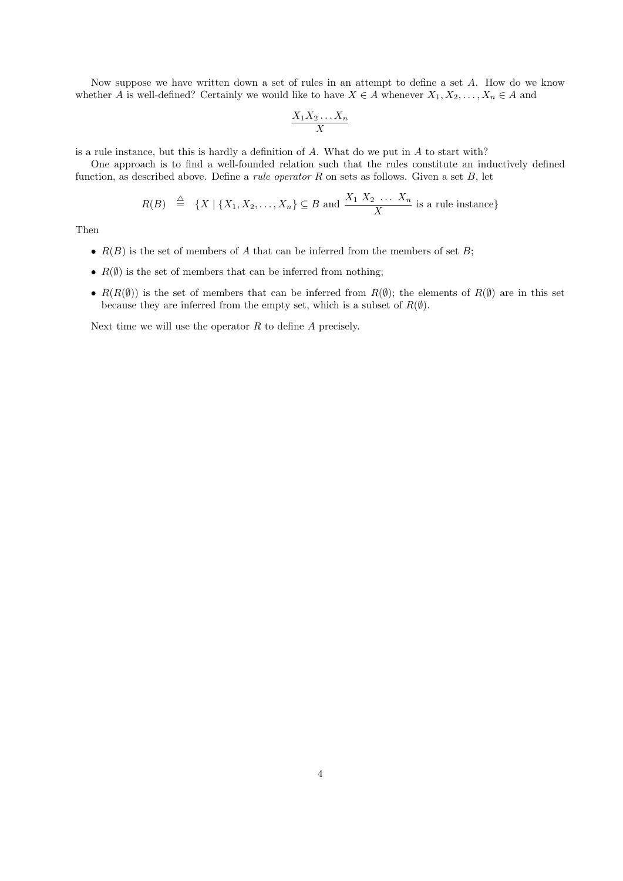Now suppose we have written down a set of rules in an attempt to define a set $A$. How do we know whether $A$ is well-defined? Certainly we would like to have $X \in A$ whenever $X_1, X_2, \ldots, X_n \in A$ and

$$\frac{X_1 X_2 \ldots X_n}{X}$$

is a rule instance, but this is hardly a definition of $A$. What do we put in $A$ to start with?

One approach is to find a well-founded relation such that the rules constitute an inductively defined function, as described above. Define a *rule operator* $R$ on sets as follows. Given a set $B$, let

$$R(B) \quad \triangleq \quad \{X \mid \{X_1, X_2, \ldots, X_n\} \subseteq B \text{ and } \frac{X_1 \ X_2 \ \ldots \ X_n}{X} \text{ is a rule instance}\}$$

Then

- $R(B)$ is the set of members of $A$ that can be inferred from the members of set $B$;
- $R(\emptyset)$ is the set of members that can be inferred from nothing;
- $R(R(\emptyset))$ is the set of members that can be inferred from $R(\emptyset)$; the elements of $R(\emptyset)$ are in this set because they are inferred from the empty set, which is a subset of $R(\emptyset)$.

Next time we will use the operator $R$ to define $A$ precisely.